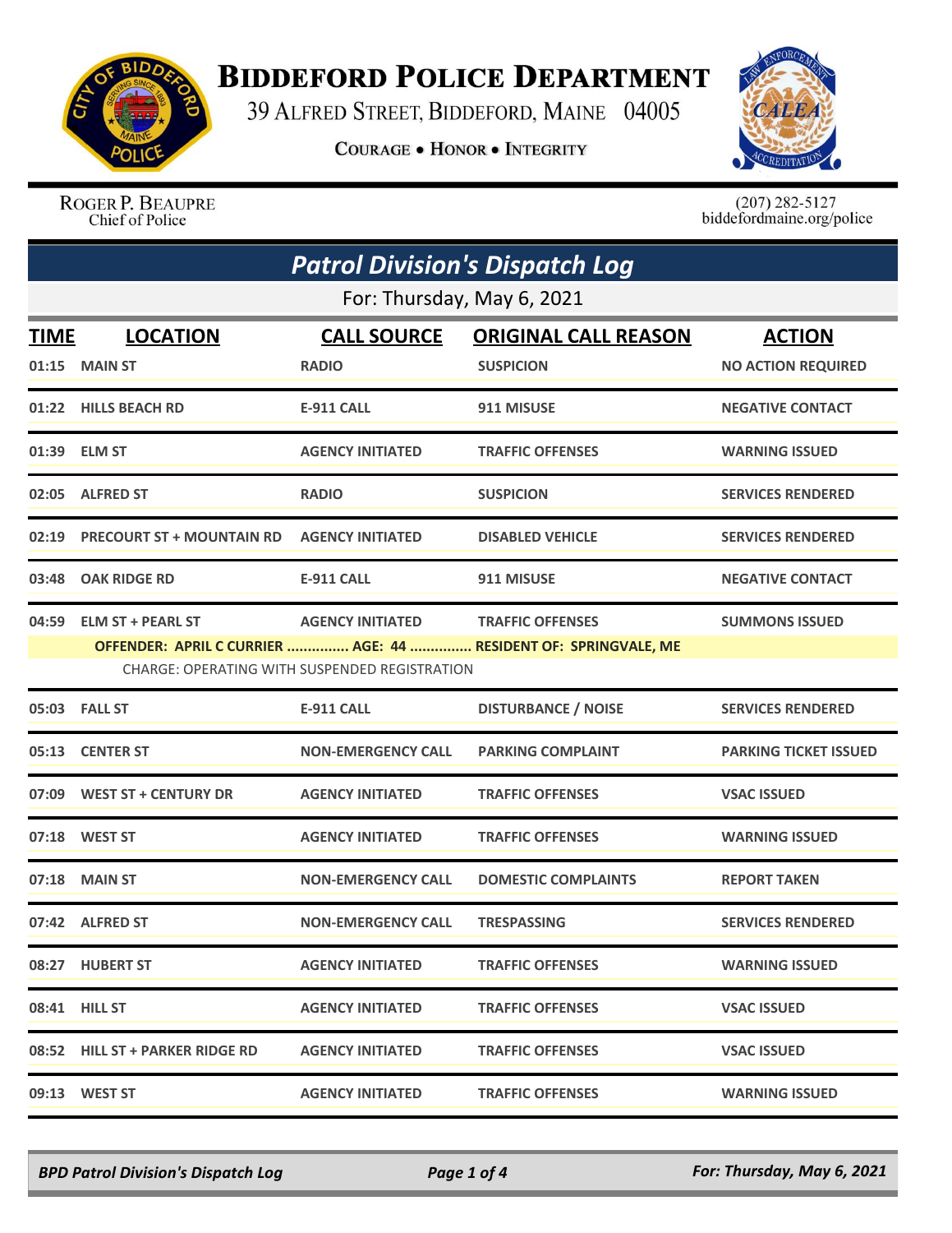# Biddeford Police Department

39 Alfred Street, Biddeford, Maine 04005

**Courage • Honor • Integrity**

Roger P. Beaupre
Chief of Police

(207) 282-5127
biddefordmaine.org/police

## *Patrol Division's Dispatch Log*

For: Thursday, May 6, 2021

| TIME | LOCATION | CALL SOURCE | ORIGINAL CALL REASON | ACTION |
|---|---|---|---|---|
| 01:15 | MAIN ST | RADIO | SUSPICION | NO ACTION REQUIRED |
| 01:22 | HILLS BEACH RD | E-911 CALL | 911 MISUSE | NEGATIVE CONTACT |
| 01:39 | ELM ST | AGENCY INITIATED | TRAFFIC OFFENSES | WARNING ISSUED |
| 02:05 | ALFRED ST | RADIO | SUSPICION | SERVICES RENDERED |
| 02:19 | PRECOURT ST + MOUNTAIN RD | AGENCY INITIATED | DISABLED VEHICLE | SERVICES RENDERED |
| 03:48 | OAK RIDGE RD | E-911 CALL | 911 MISUSE | NEGATIVE CONTACT |
| 04:59 | ELM ST + PEARL ST | AGENCY INITIATED | TRAFFIC OFFENSES | SUMMONS ISSUED |
| | OFFENDER: APRIL C CURRIER ............... AGE: 44 ............... RESIDENT OF: SPRINGVALE, ME<br>CHARGE: OPERATING WITH SUSPENDED REGISTRATION | | | |
| 05:03 | FALL ST | E-911 CALL | DISTURBANCE / NOISE | SERVICES RENDERED |
| 05:13 | CENTER ST | NON-EMERGENCY CALL | PARKING COMPLAINT | PARKING TICKET ISSUED |
| 07:09 | WEST ST + CENTURY DR | AGENCY INITIATED | TRAFFIC OFFENSES | VSAC ISSUED |
| 07:18 | WEST ST | AGENCY INITIATED | TRAFFIC OFFENSES | WARNING ISSUED |
| 07:18 | MAIN ST | NON-EMERGENCY CALL | DOMESTIC COMPLAINTS | REPORT TAKEN |
| 07:42 | ALFRED ST | NON-EMERGENCY CALL | TRESPASSING | SERVICES RENDERED |
| 08:27 | HUBERT ST | AGENCY INITIATED | TRAFFIC OFFENSES | WARNING ISSUED |
| 08:41 | HILL ST | AGENCY INITIATED | TRAFFIC OFFENSES | VSAC ISSUED |
| 08:52 | HILL ST + PARKER RIDGE RD | AGENCY INITIATED | TRAFFIC OFFENSES | VSAC ISSUED |
| 09:13 | WEST ST | AGENCY INITIATED | TRAFFIC OFFENSES | WARNING ISSUED |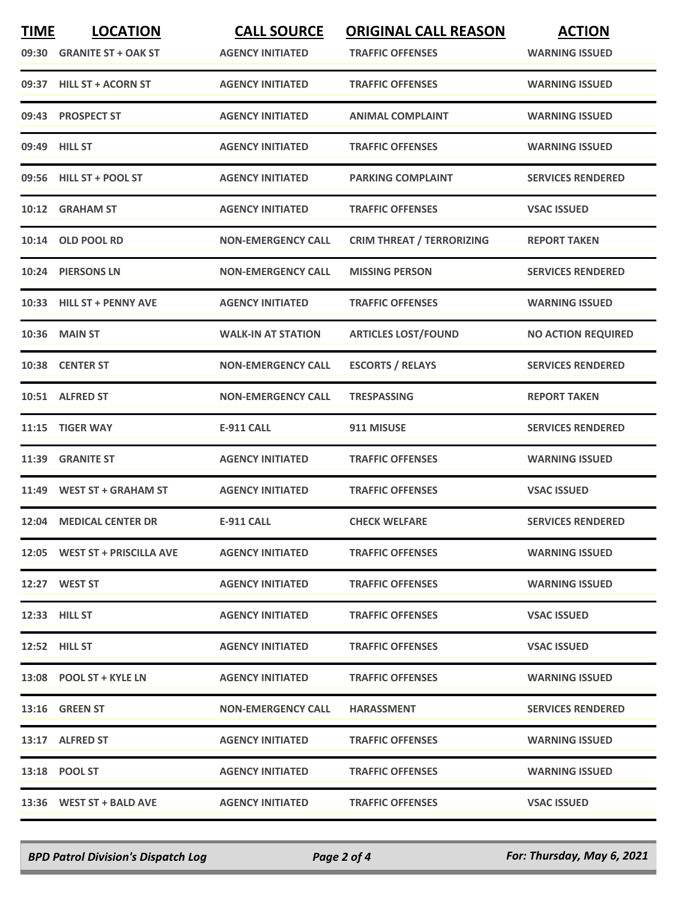| TIME | LOCATION | CALL SOURCE | ORIGINAL CALL REASON | ACTION |
| --- | --- | --- | --- | --- |
| 09:30 | GRANITE ST + OAK ST | AGENCY INITIATED | TRAFFIC OFFENSES | WARNING ISSUED |
| 09:37 | HILL ST + ACORN ST | AGENCY INITIATED | TRAFFIC OFFENSES | WARNING ISSUED |
| 09:43 | PROSPECT ST | AGENCY INITIATED | ANIMAL COMPLAINT | WARNING ISSUED |
| 09:49 | HILL ST | AGENCY INITIATED | TRAFFIC OFFENSES | WARNING ISSUED |
| 09:56 | HILL ST + POOL ST | AGENCY INITIATED | PARKING COMPLAINT | SERVICES RENDERED |
| 10:12 | GRAHAM ST | AGENCY INITIATED | TRAFFIC OFFENSES | VSAC ISSUED |
| 10:14 | OLD POOL RD | NON-EMERGENCY CALL | CRIM THREAT / TERRORIZING | REPORT TAKEN |
| 10:24 | PIERSONS LN | NON-EMERGENCY CALL | MISSING PERSON | SERVICES RENDERED |
| 10:33 | HILL ST + PENNY AVE | AGENCY INITIATED | TRAFFIC OFFENSES | WARNING ISSUED |
| 10:36 | MAIN ST | WALK-IN AT STATION | ARTICLES LOST/FOUND | NO ACTION REQUIRED |
| 10:38 | CENTER ST | NON-EMERGENCY CALL | ESCORTS / RELAYS | SERVICES RENDERED |
| 10:51 | ALFRED ST | NON-EMERGENCY CALL | TRESPASSING | REPORT TAKEN |
| 11:15 | TIGER WAY | E-911 CALL | 911 MISUSE | SERVICES RENDERED |
| 11:39 | GRANITE ST | AGENCY INITIATED | TRAFFIC OFFENSES | WARNING ISSUED |
| 11:49 | WEST ST + GRAHAM ST | AGENCY INITIATED | TRAFFIC OFFENSES | VSAC ISSUED |
| 12:04 | MEDICAL CENTER DR | E-911 CALL | CHECK WELFARE | SERVICES RENDERED |
| 12:05 | WEST ST + PRISCILLA AVE | AGENCY INITIATED | TRAFFIC OFFENSES | WARNING ISSUED |
| 12:27 | WEST ST | AGENCY INITIATED | TRAFFIC OFFENSES | WARNING ISSUED |
| 12:33 | HILL ST | AGENCY INITIATED | TRAFFIC OFFENSES | VSAC ISSUED |
| 12:52 | HILL ST | AGENCY INITIATED | TRAFFIC OFFENSES | VSAC ISSUED |
| 13:08 | POOL ST + KYLE LN | AGENCY INITIATED | TRAFFIC OFFENSES | WARNING ISSUED |
| 13:16 | GREEN ST | NON-EMERGENCY CALL | HARASSMENT | SERVICES RENDERED |
| 13:17 | ALFRED ST | AGENCY INITIATED | TRAFFIC OFFENSES | WARNING ISSUED |
| 13:18 | POOL ST | AGENCY INITIATED | TRAFFIC OFFENSES | WARNING ISSUED |
| 13:36 | WEST ST + BALD AVE | AGENCY INITIATED | TRAFFIC OFFENSES | VSAC ISSUED |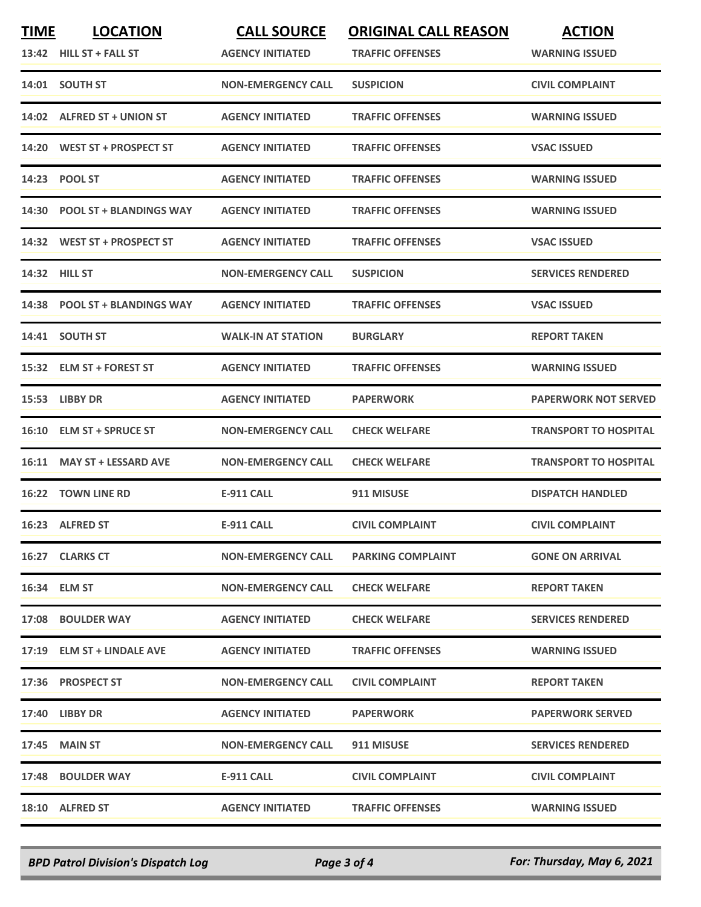| TIME | LOCATION | CALL SOURCE | ORIGINAL CALL REASON | ACTION |
|---|---|---|---|---|
| 13:42 | HILL ST + FALL ST | AGENCY INITIATED | TRAFFIC OFFENSES | WARNING ISSUED |
| 14:01 | SOUTH ST | NON-EMERGENCY CALL | SUSPICION | CIVIL COMPLAINT |
| 14:02 | ALFRED ST + UNION ST | AGENCY INITIATED | TRAFFIC OFFENSES | WARNING ISSUED |
| 14:20 | WEST ST + PROSPECT ST | AGENCY INITIATED | TRAFFIC OFFENSES | VSAC ISSUED |
| 14:23 | POOL ST | AGENCY INITIATED | TRAFFIC OFFENSES | WARNING ISSUED |
| 14:30 | POOL ST + BLANDINGS WAY | AGENCY INITIATED | TRAFFIC OFFENSES | WARNING ISSUED |
| 14:32 | WEST ST + PROSPECT ST | AGENCY INITIATED | TRAFFIC OFFENSES | VSAC ISSUED |
| 14:32 | HILL ST | NON-EMERGENCY CALL | SUSPICION | SERVICES RENDERED |
| 14:38 | POOL ST + BLANDINGS WAY | AGENCY INITIATED | TRAFFIC OFFENSES | VSAC ISSUED |
| 14:41 | SOUTH ST | WALK-IN AT STATION | BURGLARY | REPORT TAKEN |
| 15:32 | ELM ST + FOREST ST | AGENCY INITIATED | TRAFFIC OFFENSES | WARNING ISSUED |
| 15:53 | LIBBY DR | AGENCY INITIATED | PAPERWORK | PAPERWORK NOT SERVED |
| 16:10 | ELM ST + SPRUCE ST | NON-EMERGENCY CALL | CHECK WELFARE | TRANSPORT TO HOSPITAL |
| 16:11 | MAY ST + LESSARD AVE | NON-EMERGENCY CALL | CHECK WELFARE | TRANSPORT TO HOSPITAL |
| 16:22 | TOWN LINE RD | E-911 CALL | 911 MISUSE | DISPATCH HANDLED |
| 16:23 | ALFRED ST | E-911 CALL | CIVIL COMPLAINT | CIVIL COMPLAINT |
| 16:27 | CLARKS CT | NON-EMERGENCY CALL | PARKING COMPLAINT | GONE ON ARRIVAL |
| 16:34 | ELM ST | NON-EMERGENCY CALL | CHECK WELFARE | REPORT TAKEN |
| 17:08 | BOULDER WAY | AGENCY INITIATED | CHECK WELFARE | SERVICES RENDERED |
| 17:19 | ELM ST + LINDALE AVE | AGENCY INITIATED | TRAFFIC OFFENSES | WARNING ISSUED |
| 17:36 | PROSPECT ST | NON-EMERGENCY CALL | CIVIL COMPLAINT | REPORT TAKEN |
| 17:40 | LIBBY DR | AGENCY INITIATED | PAPERWORK | PAPERWORK SERVED |
| 17:45 | MAIN ST | NON-EMERGENCY CALL | 911 MISUSE | SERVICES RENDERED |
| 17:48 | BOULDER WAY | E-911 CALL | CIVIL COMPLAINT | CIVIL COMPLAINT |
| 18:10 | ALFRED ST | AGENCY INITIATED | TRAFFIC OFFENSES | WARNING ISSUED |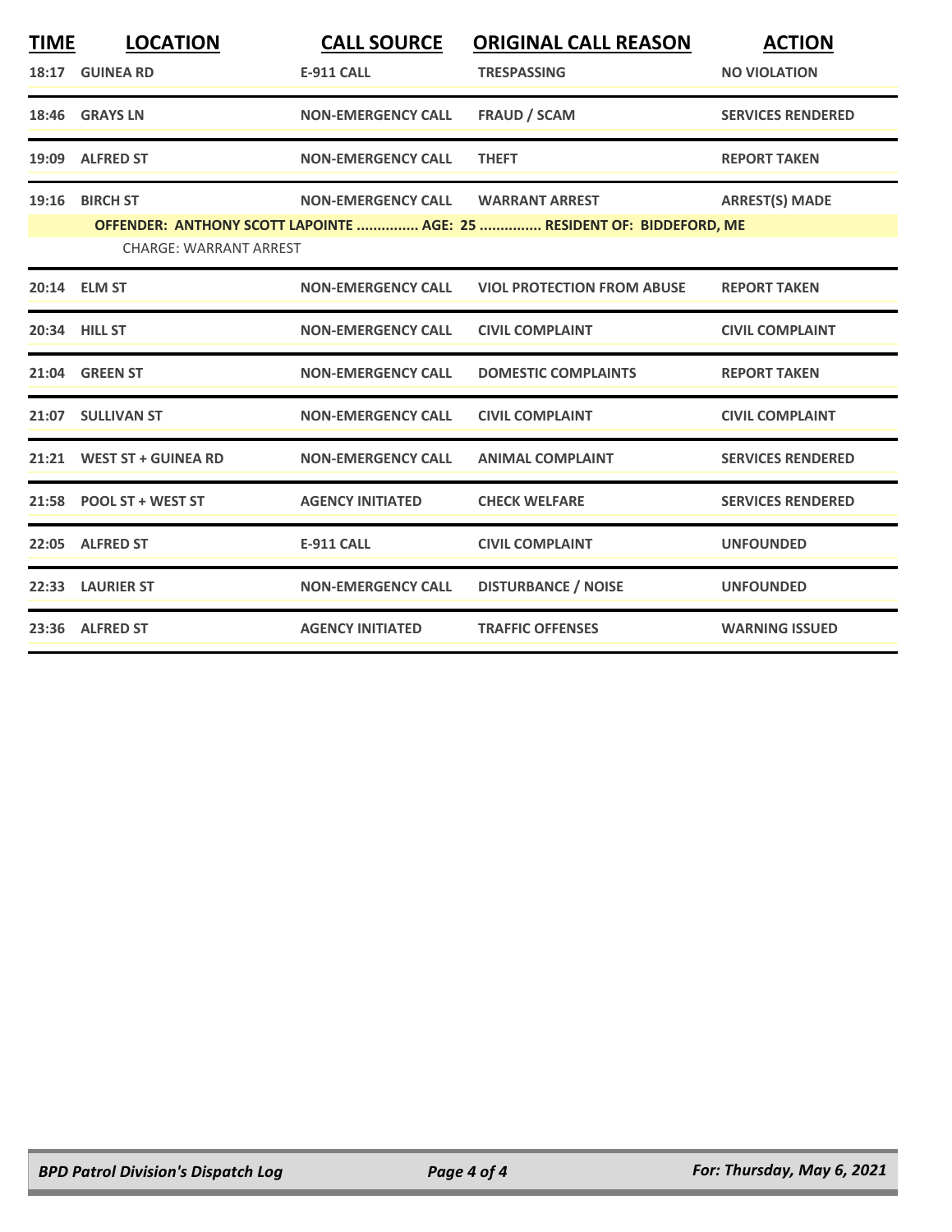| TIME | LOCATION | CALL SOURCE | ORIGINAL CALL REASON | ACTION |
|---|---|---|---|---|
| 18:17 | GUINEA RD | E-911 CALL | TRESPASSING | NO VIOLATION |
| 18:46 | GRAYS LN | NON-EMERGENCY CALL | FRAUD / SCAM | SERVICES RENDERED |
| 19:09 | ALFRED ST | NON-EMERGENCY CALL | THEFT | REPORT TAKEN |
| 19:16 | BIRCH ST | NON-EMERGENCY CALL | WARRANT ARREST | ARREST(S) MADE |
| OFFENDER: ANTHONY SCOTT LAPOINTE ............... AGE: 25 ............... RESIDENT OF: BIDDEFORD, ME | | | | |
| CHARGE: WARRANT ARREST | | | | |
| 20:14 | ELM ST | NON-EMERGENCY CALL | VIOL PROTECTION FROM ABUSE | REPORT TAKEN |
| 20:34 | HILL ST | NON-EMERGENCY CALL | CIVIL COMPLAINT | CIVIL COMPLAINT |
| 21:04 | GREEN ST | NON-EMERGENCY CALL | DOMESTIC COMPLAINTS | REPORT TAKEN |
| 21:07 | SULLIVAN ST | NON-EMERGENCY CALL | CIVIL COMPLAINT | CIVIL COMPLAINT |
| 21:21 | WEST ST + GUINEA RD | NON-EMERGENCY CALL | ANIMAL COMPLAINT | SERVICES RENDERED |
| 21:58 | POOL ST + WEST ST | AGENCY INITIATED | CHECK WELFARE | SERVICES RENDERED |
| 22:05 | ALFRED ST | E-911 CALL | CIVIL COMPLAINT | UNFOUNDED |
| 22:33 | LAURIER ST | NON-EMERGENCY CALL | DISTURBANCE / NOISE | UNFOUNDED |
| 23:36 | ALFRED ST | AGENCY INITIATED | TRAFFIC OFFENSES | WARNING ISSUED |